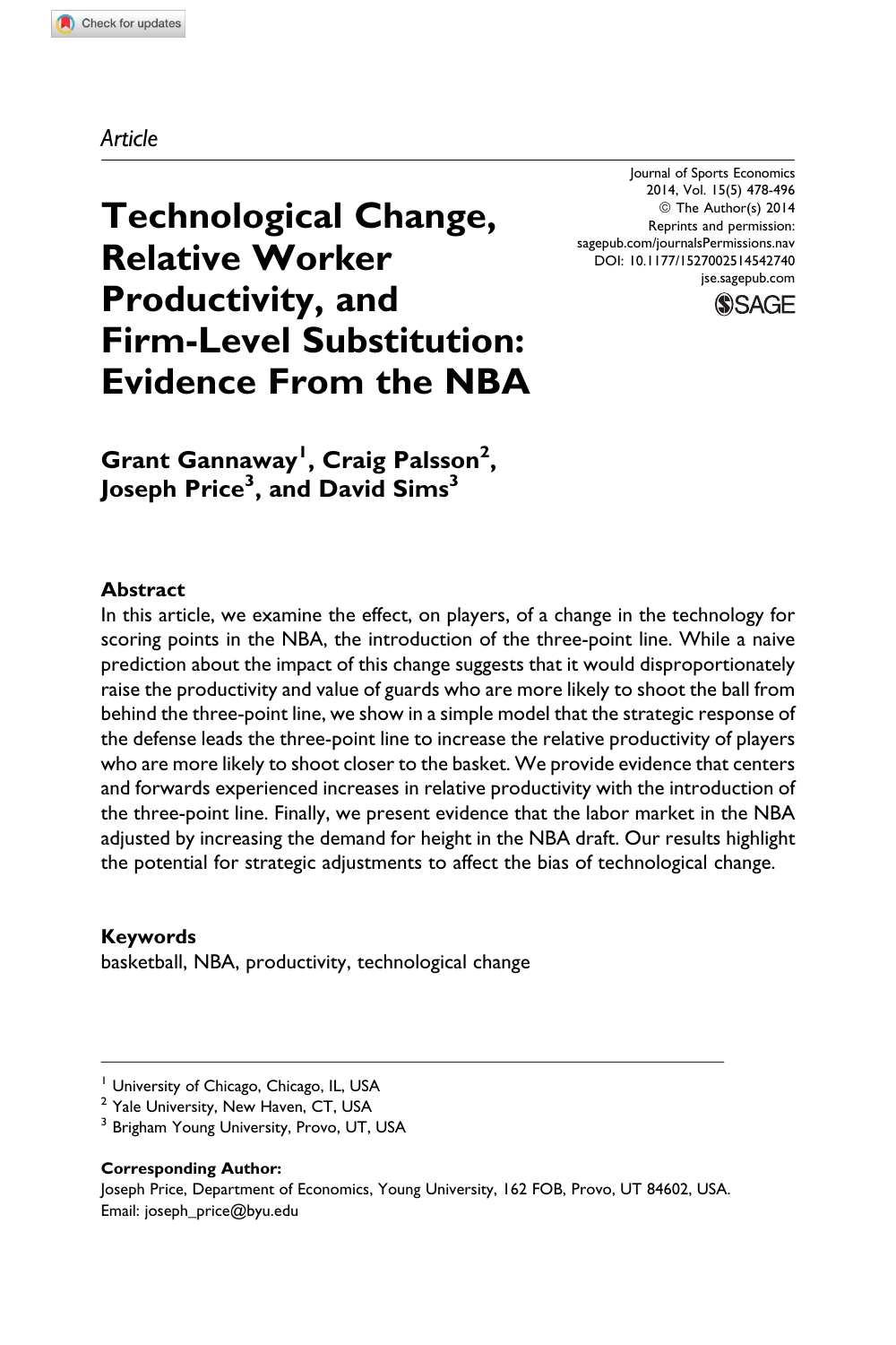*Article*

# Technological Change, Relative Worker Productivity, and Firm-Level Substitution: Evidence From the NBA

Journal of Sports Economics
2014, Vol. 15(5) 478-496
© The Author(s) 2014
Reprints and permission:
sagepub.com/journalsPermissions.nav
DOI: 10.1177/1527002514542740
jse.sagepub.com

**Grant Gannaway[1], Craig Palsson[2], Joseph Price[3], and David Sims[3]**

### Abstract

In this article, we examine the effect, on players, of a change in the technology for scoring points in the NBA, the introduction of the three-point line. While a naive prediction about the impact of this change suggests that it would disproportionately raise the productivity and value of guards who are more likely to shoot the ball from behind the three-point line, we show in a simple model that the strategic response of the defense leads the three-point line to increase the relative productivity of players who are more likely to shoot closer to the basket. We provide evidence that centers and forwards experienced increases in relative productivity with the introduction of the three-point line. Finally, we present evidence that the labor market in the NBA adjusted by increasing the demand for height in the NBA draft. Our results highlight the potential for strategic adjustments to affect the bias of technological change.

### Keywords

basketball, NBA, productivity, technological change

---

[1] University of Chicago, Chicago, IL, USA
[2] Yale University, New Haven, CT, USA
[3] Brigham Young University, Provo, UT, USA

**Corresponding Author:**
Joseph Price, Department of Economics, Young University, 162 FOB, Provo, UT 84602, USA.
Email: joseph_price@byu.edu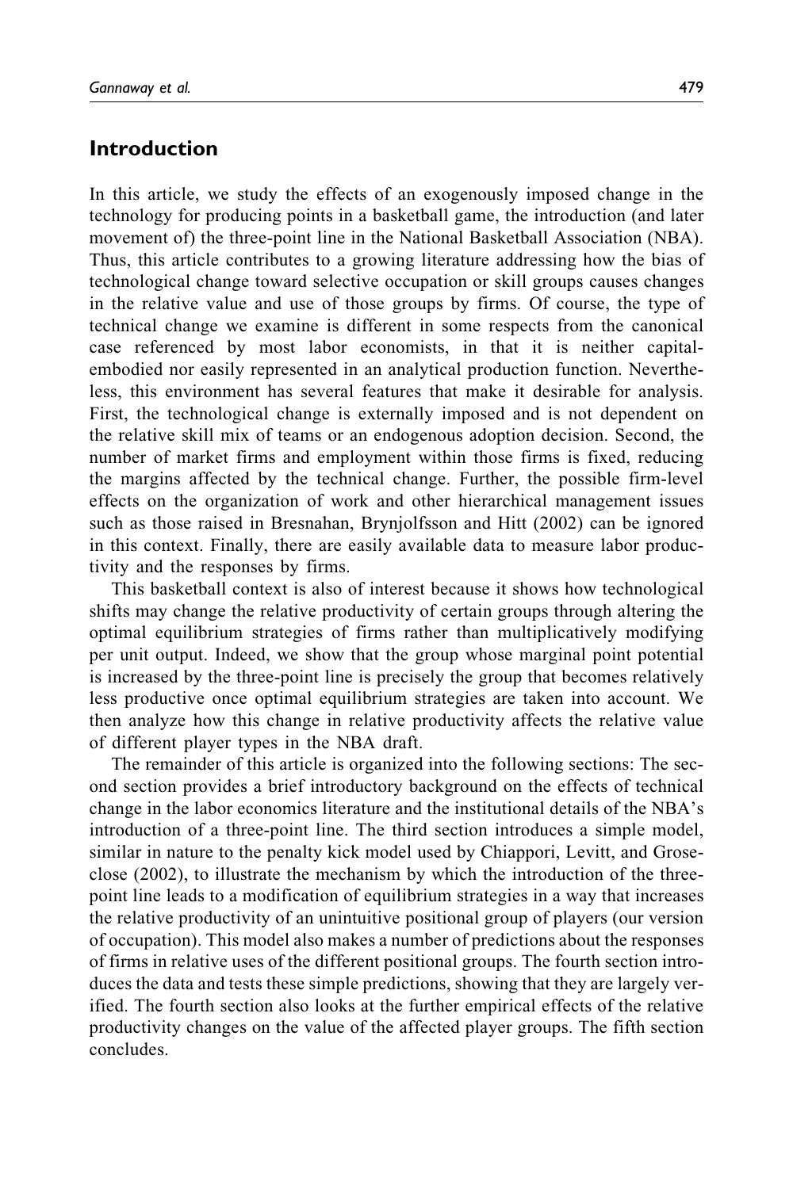## Introduction

In this article, we study the effects of an exogenously imposed change in the technology for producing points in a basketball game, the introduction (and later movement of) the three-point line in the National Basketball Association (NBA). Thus, this article contributes to a growing literature addressing how the bias of technological change toward selective occupation or skill groups causes changes in the relative value and use of those groups by firms. Of course, the type of technical change we examine is different in some respects from the canonical case referenced by most labor economists, in that it is neither capital-embodied nor easily represented in an analytical production function. Nevertheless, this environment has several features that make it desirable for analysis. First, the technological change is externally imposed and is not dependent on the relative skill mix of teams or an endogenous adoption decision. Second, the number of market firms and employment within those firms is fixed, reducing the margins affected by the technical change. Further, the possible firm-level effects on the organization of work and other hierarchical management issues such as those raised in Bresnahan, Brynjolfsson and Hitt (2002) can be ignored in this context. Finally, there are easily available data to measure labor productivity and the responses by firms.

This basketball context is also of interest because it shows how technological shifts may change the relative productivity of certain groups through altering the optimal equilibrium strategies of firms rather than multiplicatively modifying per unit output. Indeed, we show that the group whose marginal point potential is increased by the three-point line is precisely the group that becomes relatively less productive once optimal equilibrium strategies are taken into account. We then analyze how this change in relative productivity affects the relative value of different player types in the NBA draft.

The remainder of this article is organized into the following sections: The second section provides a brief introductory background on the effects of technical change in the labor economics literature and the institutional details of the NBA's introduction of a three-point line. The third section introduces a simple model, similar in nature to the penalty kick model used by Chiappori, Levitt, and Groseclose (2002), to illustrate the mechanism by which the introduction of the three-point line leads to a modification of equilibrium strategies in a way that increases the relative productivity of an unintuitive positional group of players (our version of occupation). This model also makes a number of predictions about the responses of firms in relative uses of the different positional groups. The fourth section introduces the data and tests these simple predictions, showing that they are largely verified. The fourth section also looks at the further empirical effects of the relative productivity changes on the value of the affected player groups. The fifth section concludes.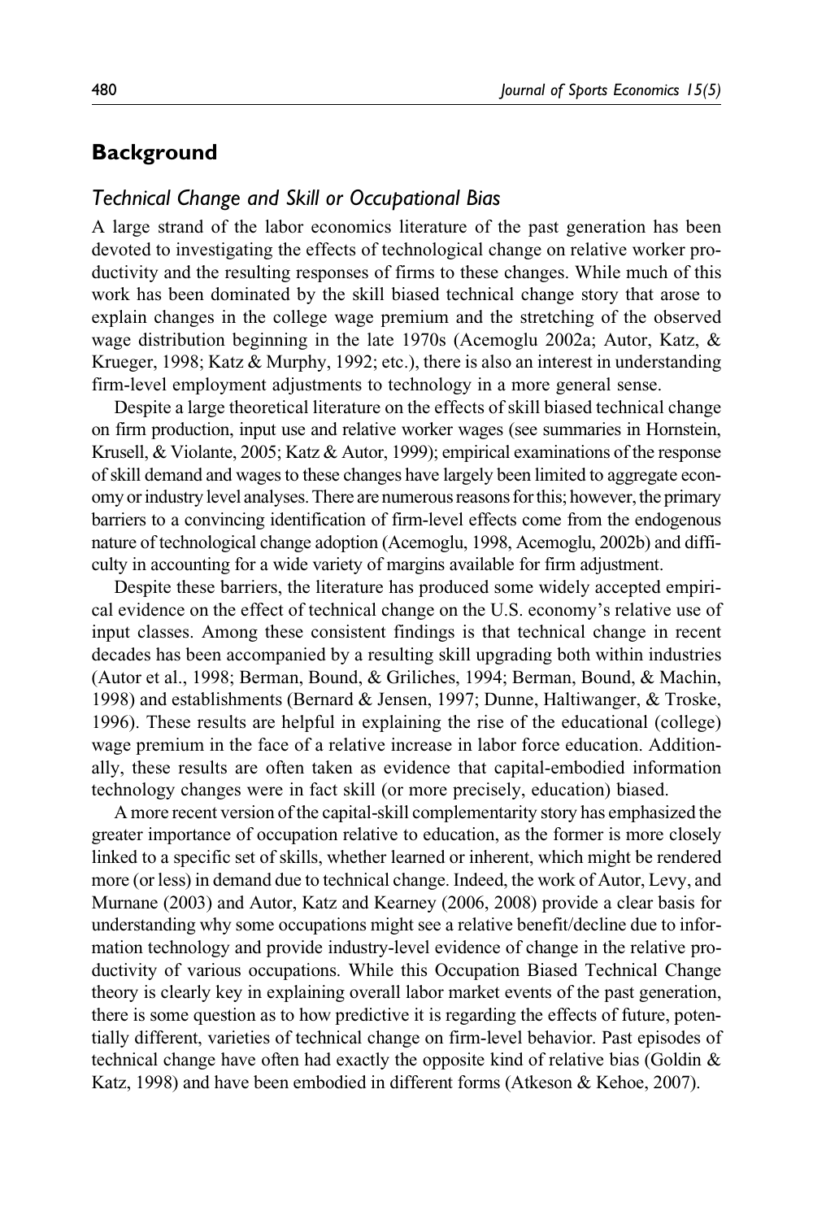## Background

### *Technical Change and Skill or Occupational Bias*

A large strand of the labor economics literature of the past generation has been devoted to investigating the effects of technological change on relative worker productivity and the resulting responses of firms to these changes. While much of this work has been dominated by the skill biased technical change story that arose to explain changes in the college wage premium and the stretching of the observed wage distribution beginning in the late 1970s (Acemoglu 2002a; Autor, Katz, & Krueger, 1998; Katz & Murphy, 1992; etc.), there is also an interest in understanding firm-level employment adjustments to technology in a more general sense.

Despite a large theoretical literature on the effects of skill biased technical change on firm production, input use and relative worker wages (see summaries in Hornstein, Krusell, & Violante, 2005; Katz & Autor, 1999); empirical examinations of the response of skill demand and wages to these changes have largely been limited to aggregate economy or industry level analyses. There are numerous reasons for this; however, the primary barriers to a convincing identification of firm-level effects come from the endogenous nature of technological change adoption (Acemoglu, 1998, Acemoglu, 2002b) and difficulty in accounting for a wide variety of margins available for firm adjustment.

Despite these barriers, the literature has produced some widely accepted empirical evidence on the effect of technical change on the U.S. economy's relative use of input classes. Among these consistent findings is that technical change in recent decades has been accompanied by a resulting skill upgrading both within industries (Autor et al., 1998; Berman, Bound, & Griliches, 1994; Berman, Bound, & Machin, 1998) and establishments (Bernard & Jensen, 1997; Dunne, Haltiwanger, & Troske, 1996). These results are helpful in explaining the rise of the educational (college) wage premium in the face of a relative increase in labor force education. Additionally, these results are often taken as evidence that capital-embodied information technology changes were in fact skill (or more precisely, education) biased.

A more recent version of the capital-skill complementarity story has emphasized the greater importance of occupation relative to education, as the former is more closely linked to a specific set of skills, whether learned or inherent, which might be rendered more (or less) in demand due to technical change. Indeed, the work of Autor, Levy, and Murnane (2003) and Autor, Katz and Kearney (2006, 2008) provide a clear basis for understanding why some occupations might see a relative benefit/decline due to information technology and provide industry-level evidence of change in the relative productivity of various occupations. While this Occupation Biased Technical Change theory is clearly key in explaining overall labor market events of the past generation, there is some question as to how predictive it is regarding the effects of future, potentially different, varieties of technical change on firm-level behavior. Past episodes of technical change have often had exactly the opposite kind of relative bias (Goldin & Katz, 1998) and have been embodied in different forms (Atkeson & Kehoe, 2007).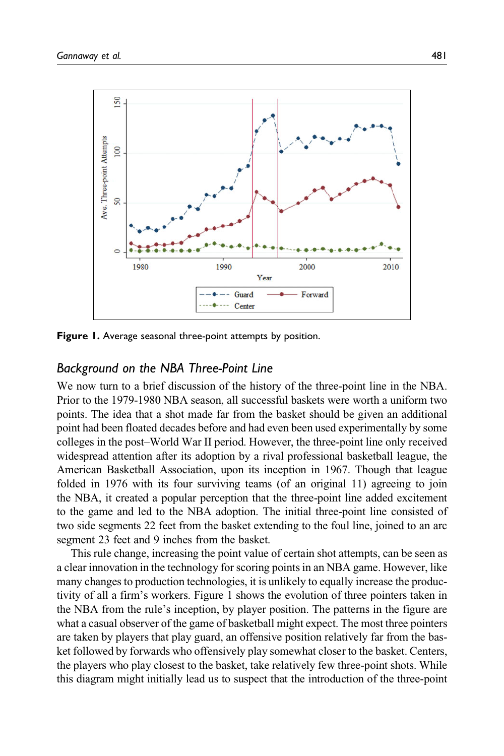Figure 1. Average seasonal three-point attempts by position.

## Background on the NBA Three-Point Line

We now turn to a brief discussion of the history of the three-point line in the NBA. Prior to the 1979-1980 NBA season, all successful baskets were worth a uniform two points. The idea that a shot made far from the basket should be given an additional point had been floated decades before and had even been used experimentally by some colleges in the post–World War II period. However, the three-point line only received widespread attention after its adoption by a rival professional basketball league, the American Basketball Association, upon its inception in 1967. Though that league folded in 1976 with its four surviving teams (of an original 11) agreeing to join the NBA, it created a popular perception that the three-point line added excitement to the game and led to the NBA adoption. The initial three-point line consisted of two side segments 22 feet from the basket extending to the foul line, joined to an arc segment 23 feet and 9 inches from the basket.

This rule change, increasing the point value of certain shot attempts, can be seen as a clear innovation in the technology for scoring points in an NBA game. However, like many changes to production technologies, it is unlikely to equally increase the productivity of all a firm's workers. Figure 1 shows the evolution of three pointers taken in the NBA from the rule's inception, by player position. The patterns in the figure are what a casual observer of the game of basketball might expect. The most three pointers are taken by players that play guard, an offensive position relatively far from the basket followed by forwards who offensively play somewhat closer to the basket. Centers, the players who play closest to the basket, take relatively few three-point shots. While this diagram might initially lead us to suspect that the introduction of the three-point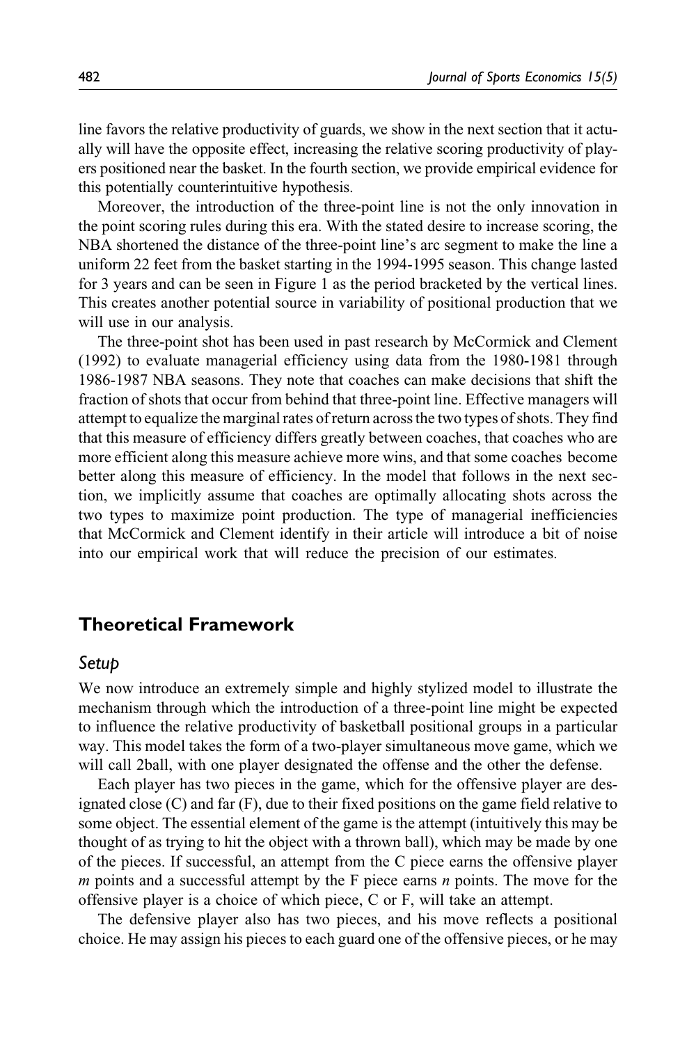line favors the relative productivity of guards, we show in the next section that it actually will have the opposite effect, increasing the relative scoring productivity of players positioned near the basket. In the fourth section, we provide empirical evidence for this potentially counterintuitive hypothesis.

Moreover, the introduction of the three-point line is not the only innovation in the point scoring rules during this era. With the stated desire to increase scoring, the NBA shortened the distance of the three-point line's arc segment to make the line a uniform 22 feet from the basket starting in the 1994-1995 season. This change lasted for 3 years and can be seen in Figure 1 as the period bracketed by the vertical lines. This creates another potential source in variability of positional production that we will use in our analysis.

The three-point shot has been used in past research by McCormick and Clement (1992) to evaluate managerial efficiency using data from the 1980-1981 through 1986-1987 NBA seasons. They note that coaches can make decisions that shift the fraction of shots that occur from behind that three-point line. Effective managers will attempt to equalize the marginal rates of return across the two types of shots. They find that this measure of efficiency differs greatly between coaches, that coaches who are more efficient along this measure achieve more wins, and that some coaches become better along this measure of efficiency. In the model that follows in the next section, we implicitly assume that coaches are optimally allocating shots across the two types to maximize point production. The type of managerial inefficiencies that McCormick and Clement identify in their article will introduce a bit of noise into our empirical work that will reduce the precision of our estimates.

## Theoretical Framework

### Setup

We now introduce an extremely simple and highly stylized model to illustrate the mechanism through which the introduction of a three-point line might be expected to influence the relative productivity of basketball positional groups in a particular way. This model takes the form of a two-player simultaneous move game, which we will call 2ball, with one player designated the offense and the other the defense.

Each player has two pieces in the game, which for the offensive player are designated close (C) and far (F), due to their fixed positions on the game field relative to some object. The essential element of the game is the attempt (intuitively this may be thought of as trying to hit the object with a thrown ball), which may be made by one of the pieces. If successful, an attempt from the C piece earns the offensive player $m$ points and a successful attempt by the F piece earns $n$ points. The move for the offensive player is a choice of which piece, C or F, will take an attempt.

The defensive player also has two pieces, and his move reflects a positional choice. He may assign his pieces to each guard one of the offensive pieces, or he may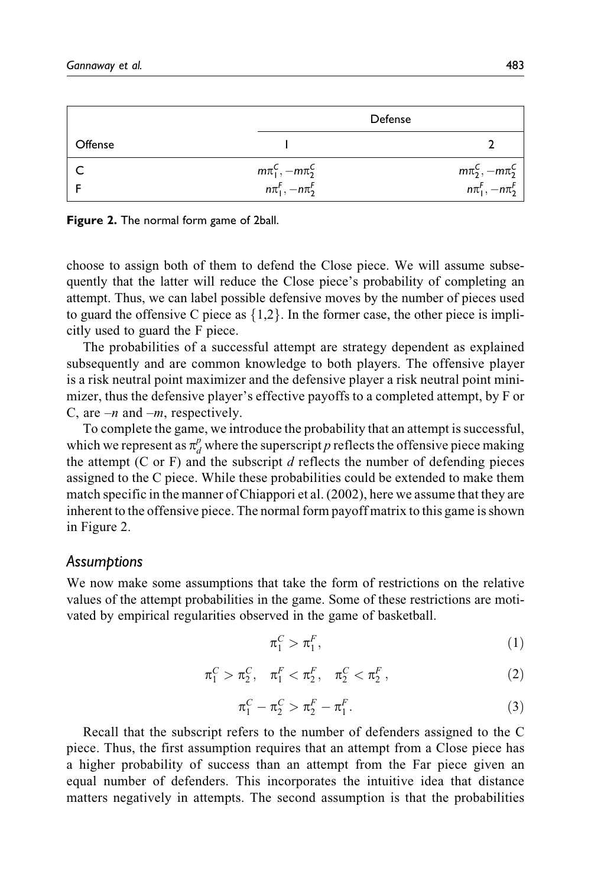| Offense | Defense | |
|---|---|---|
| | 1 | 2 |
| C | $m\pi_1^C, -m\pi_2^C$ | $m\pi_2^C, -m\pi_2^C$ |
| F | $n\pi_1^F, -n\pi_2^F$ | $n\pi_1^F, -n\pi_2^F$ |

**Figure 2.** The normal form game of 2ball.

choose to assign both of them to defend the Close piece. We will assume subsequently that the latter will reduce the Close piece's probability of completing an attempt. Thus, we can label possible defensive moves by the number of pieces used to guard the offensive C piece as $\{1,2\}$. In the former case, the other piece is implicitly used to guard the F piece.

The probabilities of a successful attempt are strategy dependent as explained subsequently and are common knowledge to both players. The offensive player is a risk neutral point maximizer and the defensive player a risk neutral point minimizer, thus the defensive player's effective payoffs to a completed attempt, by F or C, are $-n$ and $-m$, respectively.

To complete the game, we introduce the probability that an attempt is successful, which we represent as $\pi_d^p$ where the superscript $p$ reflects the offensive piece making the attempt (C or F) and the subscript $d$ reflects the number of defending pieces assigned to the C piece. While these probabilities could be extended to make them match specific in the manner of Chiappori et al. (2002), here we assume that they are inherent to the offensive piece. The normal form payoff matrix to this game is shown in Figure 2.

## Assumptions

We now make some assumptions that take the form of restrictions on the relative values of the attempt probabilities in the game. Some of these restrictions are motivated by empirical regularities observed in the game of basketball.

$$\pi_1^C > \pi_1^F, \tag{1}$$

$$\pi_1^C > \pi_2^C, \quad \pi_1^F < \pi_2^F, \quad \pi_2^C < \pi_2^F, \tag{2}$$

$$\pi_1^C - \pi_2^C > \pi_2^F - \pi_1^F. \tag{3}$$

Recall that the subscript refers to the number of defenders assigned to the C piece. Thus, the first assumption requires that an attempt from a Close piece has a higher probability of success than an attempt from the Far piece given an equal number of defenders. This incorporates the intuitive idea that distance matters negatively in attempts. The second assumption is that the probabilities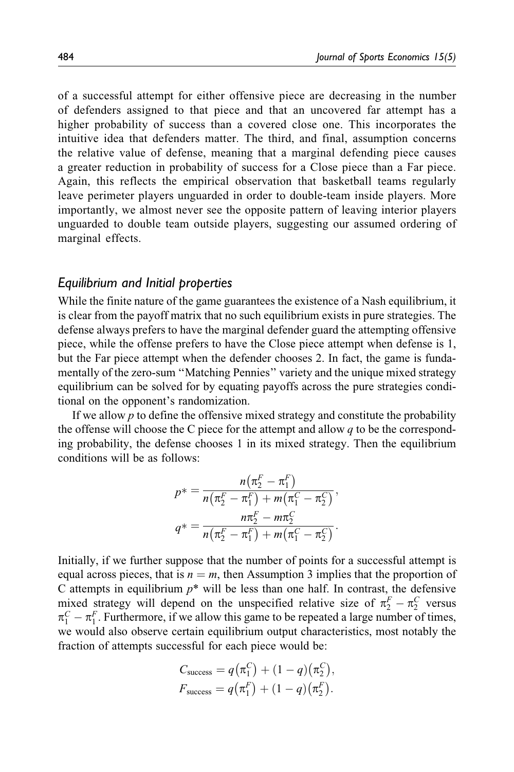of a successful attempt for either offensive piece are decreasing in the number of defenders assigned to that piece and that an uncovered far attempt has a higher probability of success than a covered close one. This incorporates the intuitive idea that defenders matter. The third, and final, assumption concerns the relative value of defense, meaning that a marginal defending piece causes a greater reduction in probability of success for a Close piece than a Far piece. Again, this reflects the empirical observation that basketball teams regularly leave perimeter players unguarded in order to double-team inside players. More importantly, we almost never see the opposite pattern of leaving interior players unguarded to double team outside players, suggesting our assumed ordering of marginal effects.

## *Equilibrium and Initial properties*

While the finite nature of the game guarantees the existence of a Nash equilibrium, it is clear from the payoff matrix that no such equilibrium exists in pure strategies. The defense always prefers to have the marginal defender guard the attempting offensive piece, while the offense prefers to have the Close piece attempt when defense is 1, but the Far piece attempt when the defender chooses 2. In fact, the game is fundamentally of the zero-sum "Matching Pennies" variety and the unique mixed strategy equilibrium can be solved for by equating payoffs across the pure strategies conditional on the opponent's randomization.

If we allow $p$ to define the offensive mixed strategy and constitute the probability the offense will choose the C piece for the attempt and allow $q$ to be the corresponding probability, the defense chooses 1 in its mixed strategy. Then the equilibrium conditions will be as follows:

$$p^* = \frac{n(\pi_2^F - \pi_1^F)}{n(\pi_2^F - \pi_1^F) + m(\pi_1^C - \pi_2^C)},$$

$$q^* = \frac{n\pi_2^F - m\pi_2^C}{n(\pi_2^F - \pi_1^F) + m(\pi_1^C - \pi_2^C)}.$$

Initially, if we further suppose that the number of points for a successful attempt is equal across pieces, that is $n = m$, then Assumption 3 implies that the proportion of C attempts in equilibrium $p^*$ will be less than one half. In contrast, the defensive mixed strategy will depend on the unspecified relative size of $\pi_2^F - \pi_2^C$ versus $\pi_1^C - \pi_1^F$. Furthermore, if we allow this game to be repeated a large number of times, we would also observe certain equilibrium output characteristics, most notably the fraction of attempts successful for each piece would be:

$$C_{\text{success}} = q(\pi_1^C) + (1 - q)(\pi_2^C),$$
$$F_{\text{success}} = q(\pi_1^F) + (1 - q)(\pi_2^F).$$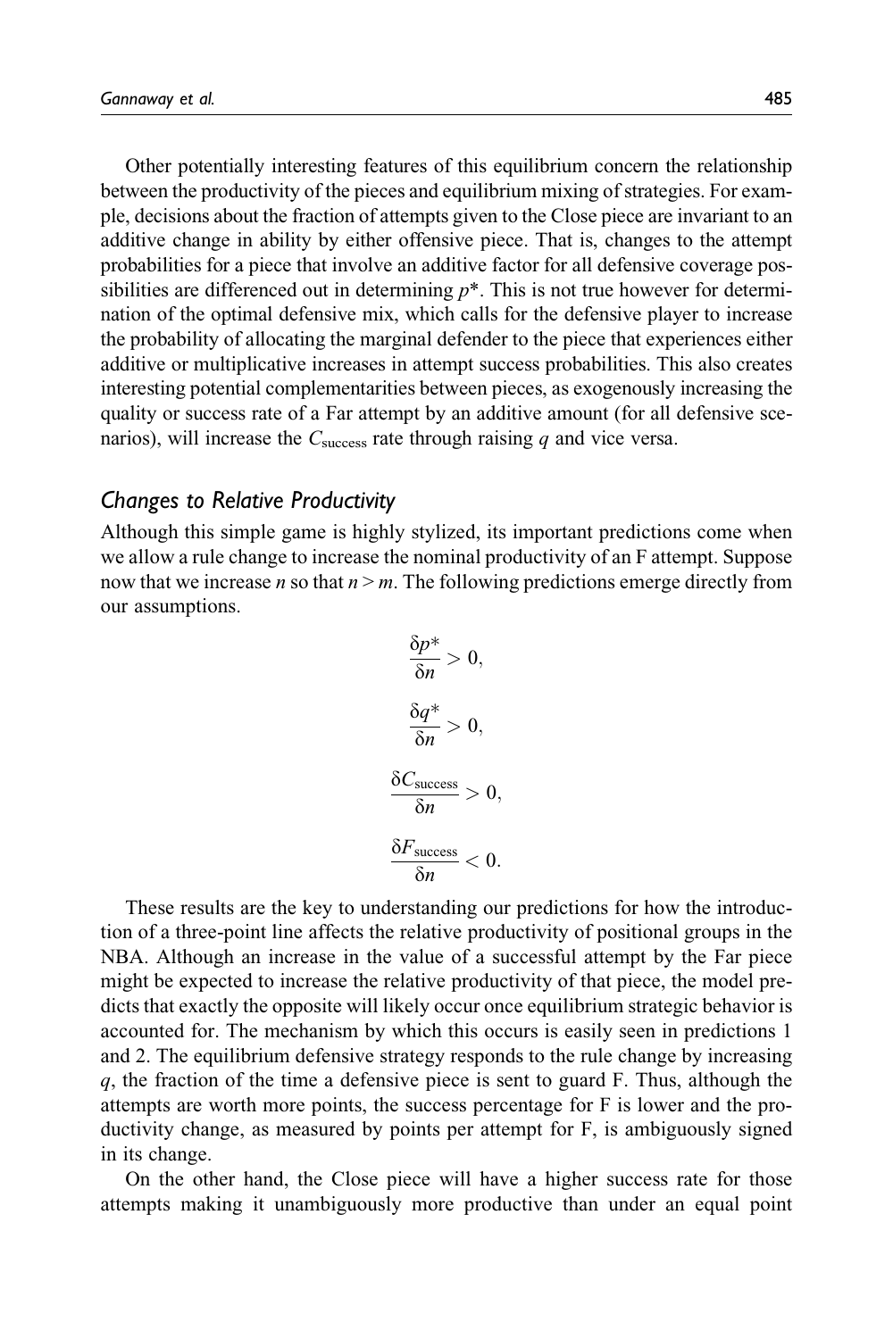Other potentially interesting features of this equilibrium concern the relationship between the productivity of the pieces and equilibrium mixing of strategies. For example, decisions about the fraction of attempts given to the Close piece are invariant to an additive change in ability by either offensive piece. That is, changes to the attempt probabilities for a piece that involve an additive factor for all defensive coverage possibilities are differenced out in determining $p^*$. This is not true however for determination of the optimal defensive mix, which calls for the defensive player to increase the probability of allocating the marginal defender to the piece that experiences either additive or multiplicative increases in attempt success probabilities. This also creates interesting potential complementarities between pieces, as exogenously increasing the quality or success rate of a Far attempt by an additive amount (for all defensive scenarios), will increase the $C_{\text{success}}$ rate through raising $q$ and vice versa.

## Changes to Relative Productivity

Although this simple game is highly stylized, its important predictions come when we allow a rule change to increase the nominal productivity of an F attempt. Suppose now that we increase $n$ so that $n > m$. The following predictions emerge directly from our assumptions.

$$\frac{\delta p^*}{\delta n} > 0,$$

$$\frac{\delta q^*}{\delta n} > 0,$$

$$\frac{\delta C_{\text{success}}}{\delta n} > 0,$$

$$\frac{\delta F_{\text{success}}}{\delta n} < 0.$$

These results are the key to understanding our predictions for how the introduction of a three-point line affects the relative productivity of positional groups in the NBA. Although an increase in the value of a successful attempt by the Far piece might be expected to increase the relative productivity of that piece, the model predicts that exactly the opposite will likely occur once equilibrium strategic behavior is accounted for. The mechanism by which this occurs is easily seen in predictions 1 and 2. The equilibrium defensive strategy responds to the rule change by increasing $q$, the fraction of the time a defensive piece is sent to guard F. Thus, although the attempts are worth more points, the success percentage for F is lower and the productivity change, as measured by points per attempt for F, is ambiguously signed in its change.

On the other hand, the Close piece will have a higher success rate for those attempts making it unambiguously more productive than under an equal point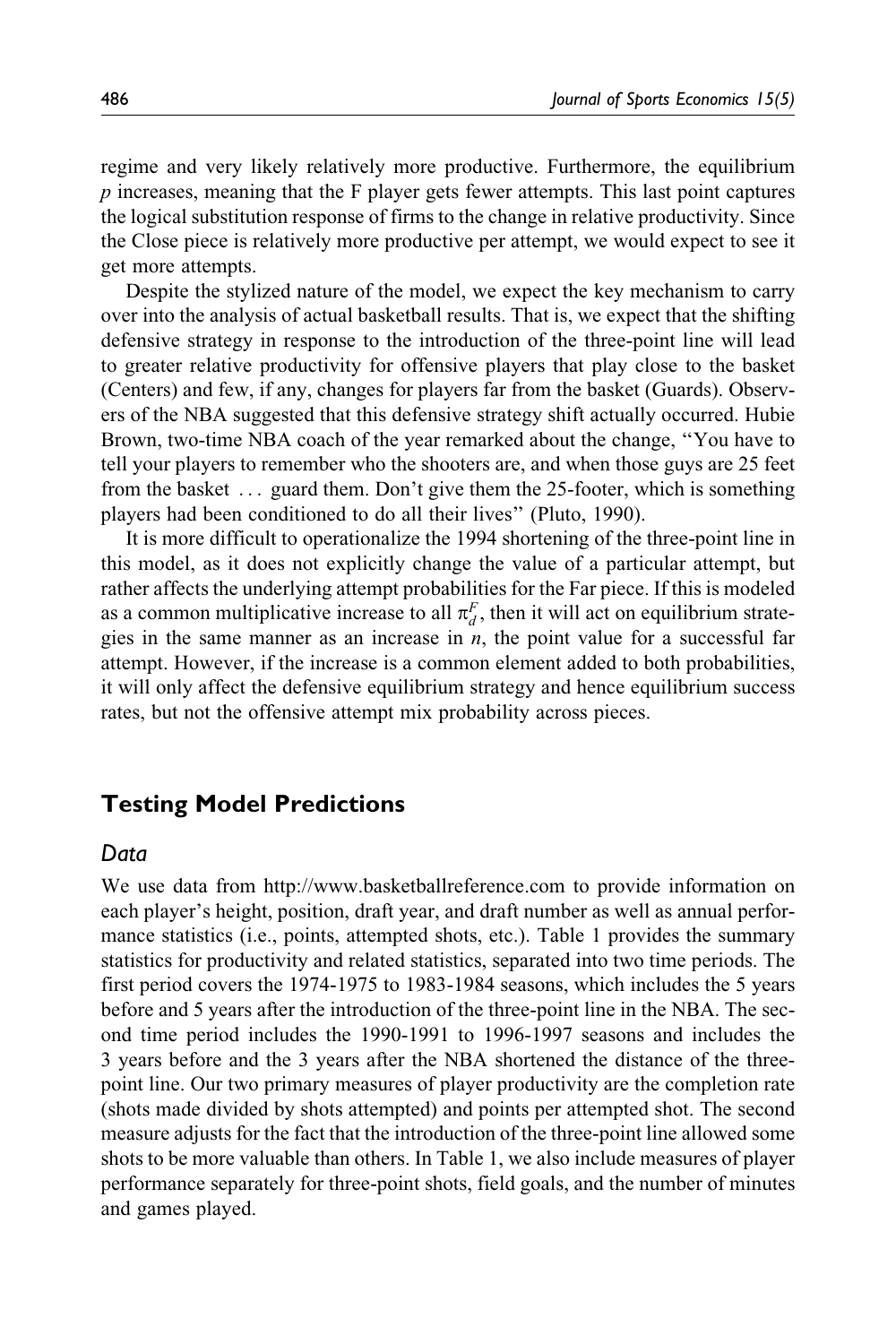regime and very likely relatively more productive. Furthermore, the equilibrium $p$ increases, meaning that the F player gets fewer attempts. This last point captures the logical substitution response of firms to the change in relative productivity. Since the Close piece is relatively more productive per attempt, we would expect to see it get more attempts.

Despite the stylized nature of the model, we expect the key mechanism to carry over into the analysis of actual basketball results. That is, we expect that the shifting defensive strategy in response to the introduction of the three-point line will lead to greater relative productivity for offensive players that play close to the basket (Centers) and few, if any, changes for players far from the basket (Guards). Observers of the NBA suggested that this defensive strategy shift actually occurred. Hubie Brown, two-time NBA coach of the year remarked about the change, "You have to tell your players to remember who the shooters are, and when those guys are 25 feet from the basket ... guard them. Don't give them the 25-footer, which is something players had been conditioned to do all their lives" (Pluto, 1990).

It is more difficult to operationalize the 1994 shortening of the three-point line in this model, as it does not explicitly change the value of a particular attempt, but rather affects the underlying attempt probabilities for the Far piece. If this is modeled as a common multiplicative increase to all $\pi_d^F$, then it will act on equilibrium strategies in the same manner as an increase in $n$, the point value for a successful far attempt. However, if the increase is a common element added to both probabilities, it will only affect the defensive equilibrium strategy and hence equilibrium success rates, but not the offensive attempt mix probability across pieces.

## Testing Model Predictions

### Data

We use data from http://www.basketballreference.com to provide information on each player's height, position, draft year, and draft number as well as annual performance statistics (i.e., points, attempted shots, etc.). Table 1 provides the summary statistics for productivity and related statistics, separated into two time periods. The first period covers the 1974-1975 to 1983-1984 seasons, which includes the 5 years before and 5 years after the introduction of the three-point line in the NBA. The second time period includes the 1990-1991 to 1996-1997 seasons and includes the 3 years before and the 3 years after the NBA shortened the distance of the three-point line. Our two primary measures of player productivity are the completion rate (shots made divided by shots attempted) and points per attempted shot. The second measure adjusts for the fact that the introduction of the three-point line allowed some shots to be more valuable than others. In Table 1, we also include measures of player performance separately for three-point shots, field goals, and the number of minutes and games played.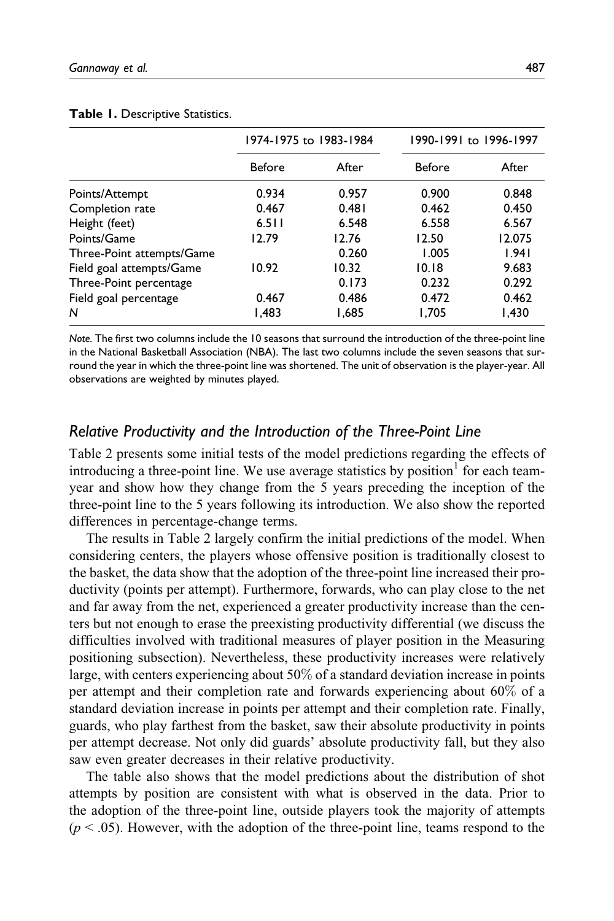**Table 1.** Descriptive Statistics.

| | 1974-1975 to 1983-1984 | | 1990-1991 to 1996-1997 | |
|---|---|---|---|---|
| | Before | After | Before | After |
| Points/Attempt | 0.934 | 0.957 | 0.900 | 0.848 |
| Completion rate | 0.467 | 0.481 | 0.462 | 0.450 |
| Height (feet) | 6.511 | 6.548 | 6.558 | 6.567 |
| Points/Game | 12.79 | 12.76 | 12.50 | 12.075 |
| Three-Point attempts/Game | | 0.260 | 1.005 | 1.941 |
| Field goal attempts/Game | 10.92 | 10.32 | 10.18 | 9.683 |
| Three-Point percentage | | 0.173 | 0.232 | 0.292 |
| Field goal percentage | 0.467 | 0.486 | 0.472 | 0.462 |
| *N* | 1,483 | 1,685 | 1,705 | 1,430 |

*Note.* The first two columns include the 10 seasons that surround the introduction of the three-point line in the National Basketball Association (NBA). The last two columns include the seven seasons that surround the year in which the three-point line was shortened. The unit of observation is the player-year. All observations are weighted by minutes played.

## *Relative Productivity and the Introduction of the Three-Point Line*

Table 2 presents some initial tests of the model predictions regarding the effects of introducing a three-point line. We use average statistics by position[1] for each team-year and show how they change from the 5 years preceding the inception of the three-point line to the 5 years following its introduction. We also show the reported differences in percentage-change terms.

The results in Table 2 largely confirm the initial predictions of the model. When considering centers, the players whose offensive position is traditionally closest to the basket, the data show that the adoption of the three-point line increased their productivity (points per attempt). Furthermore, forwards, who can play close to the net and far away from the net, experienced a greater productivity increase than the centers but not enough to erase the preexisting productivity differential (we discuss the difficulties involved with traditional measures of player position in the Measuring positioning subsection). Nevertheless, these productivity increases were relatively large, with centers experiencing about 50% of a standard deviation increase in points per attempt and their completion rate and forwards experiencing about 60% of a standard deviation increase in points per attempt and their completion rate. Finally, guards, who play farthest from the basket, saw their absolute productivity in points per attempt decrease. Not only did guards' absolute productivity fall, but they also saw even greater decreases in their relative productivity.

The table also shows that the model predictions about the distribution of shot attempts by position are consistent with what is observed in the data. Prior to the adoption of the three-point line, outside players took the majority of attempts ($p < .05$). However, with the adoption of the three-point line, teams respond to the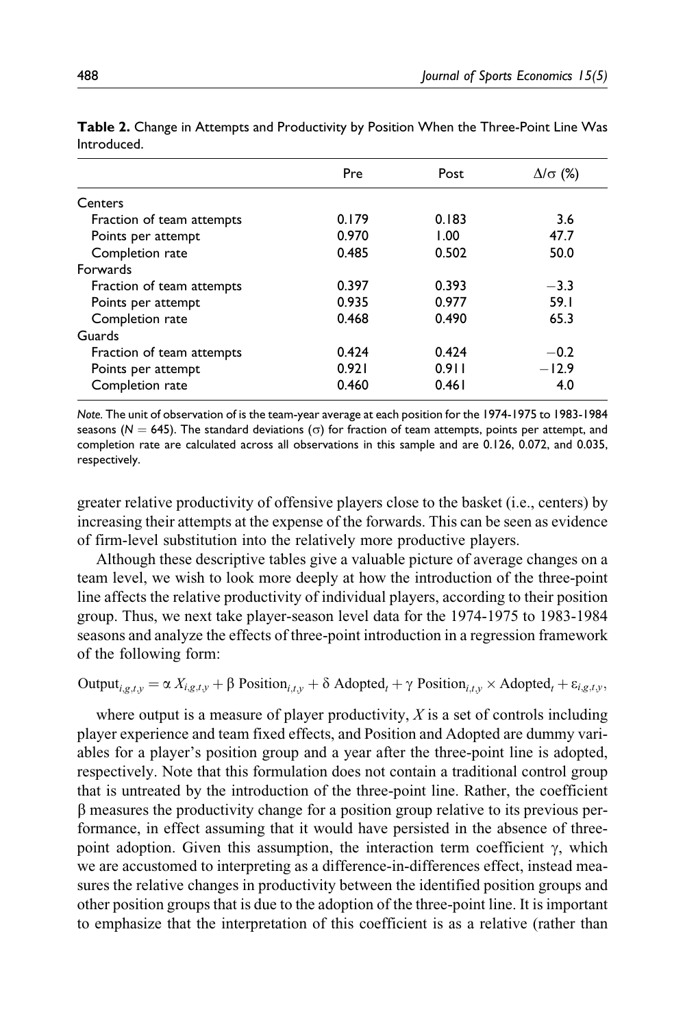**Table 2.** Change in Attempts and Productivity by Position When the Three-Point Line Was Introduced.

| | Pre | Post | $\Delta/\sigma$ (%) |
|---|---|---|---|
| Centers | | | |
| Fraction of team attempts | 0.179 | 0.183 | 3.6 |
| Points per attempt | 0.970 | 1.00 | 47.7 |
| Completion rate | 0.485 | 0.502 | 50.0 |
| Forwards | | | |
| Fraction of team attempts | 0.397 | 0.393 | −3.3 |
| Points per attempt | 0.935 | 0.977 | 59.1 |
| Completion rate | 0.468 | 0.490 | 65.3 |
| Guards | | | |
| Fraction of team attempts | 0.424 | 0.424 | −0.2 |
| Points per attempt | 0.921 | 0.911 | −12.9 |
| Completion rate | 0.460 | 0.461 | 4.0 |

*Note.* The unit of observation of is the team-year average at each position for the 1974-1975 to 1983-1984 seasons ($N = 645$). The standard deviations ($\sigma$) for fraction of team attempts, points per attempt, and completion rate are calculated across all observations in this sample and are 0.126, 0.072, and 0.035, respectively.

greater relative productivity of offensive players close to the basket (i.e., centers) by increasing their attempts at the expense of the forwards. This can be seen as evidence of firm-level substitution into the relatively more productive players.

Although these descriptive tables give a valuable picture of average changes on a team level, we wish to look more deeply at how the introduction of the three-point line affects the relative productivity of individual players, according to their position group. Thus, we next take player-season level data for the 1974-1975 to 1983-1984 seasons and analyze the effects of three-point introduction in a regression framework of the following form:

$$\text{Output}_{i,g,t,y} = \alpha\, X_{i,g,t,y} + \beta\ \text{Position}_{i,t,y} + \delta\ \text{Adopted}_t + \gamma\ \text{Position}_{i,t,y} \times \text{Adopted}_t + \varepsilon_{i,g,t,y},$$

where output is a measure of player productivity, $X$ is a set of controls including player experience and team fixed effects, and Position and Adopted are dummy variables for a player's position group and a year after the three-point line is adopted, respectively. Note that this formulation does not contain a traditional control group that is untreated by the introduction of the three-point line. Rather, the coefficient $\beta$ measures the productivity change for a position group relative to its previous performance, in effect assuming that it would have persisted in the absence of three-point adoption. Given this assumption, the interaction term coefficient $\gamma$, which we are accustomed to interpreting as a difference-in-differences effect, instead measures the relative changes in productivity between the identified position groups and other position groups that is due to the adoption of the three-point line. It is important to emphasize that the interpretation of this coefficient is as a relative (rather than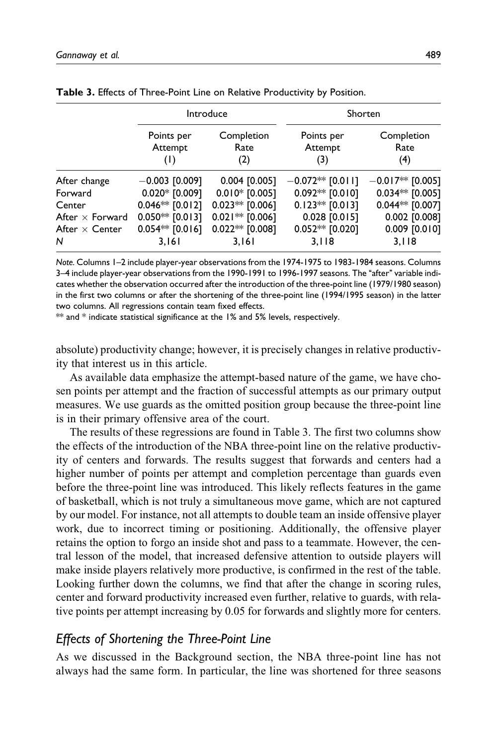**Table 3.** Effects of Three-Point Line on Relative Productivity by Position.

| | Introduce | | Shorten | |
|---|---|---|---|---|
| | Points per Attempt (1) | Completion Rate (2) | Points per Attempt (3) | Completion Rate (4) |
| After change | −0.003 [0.009] | 0.004 [0.005] | −0.072** [0.011] | −0.017** [0.005] |
| Forward | 0.020* [0.009] | 0.010* [0.005] | 0.092** [0.010] | 0.034** [0.005] |
| Center | 0.046** [0.012] | 0.023** [0.006] | 0.123** [0.013] | 0.044** [0.007] |
| After × Forward | 0.050** [0.013] | 0.021** [0.006] | 0.028 [0.015] | 0.002 [0.008] |
| After × Center | 0.054** [0.016] | 0.022** [0.008] | 0.052** [0.020] | 0.009 [0.010] |
| N | 3,161 | 3,161 | 3,118 | 3,118 |

*Note.* Columns 1–2 include player-year observations from the 1974-1975 to 1983-1984 seasons. Columns 3–4 include player-year observations from the 1990-1991 to 1996-1997 seasons. The "after" variable indicates whether the observation occurred after the introduction of the three-point line (1979/1980 season) in the first two columns or after the shortening of the three-point line (1994/1995 season) in the latter two columns. All regressions contain team fixed effects.

** and * indicate statistical significance at the 1% and 5% levels, respectively.

absolute) productivity change; however, it is precisely changes in relative productivity that interest us in this article.

As available data emphasize the attempt-based nature of the game, we have chosen points per attempt and the fraction of successful attempts as our primary output measures. We use guards as the omitted position group because the three-point line is in their primary offensive area of the court.

The results of these regressions are found in Table 3. The first two columns show the effects of the introduction of the NBA three-point line on the relative productivity of centers and forwards. The results suggest that forwards and centers had a higher number of points per attempt and completion percentage than guards even before the three-point line was introduced. This likely reflects features in the game of basketball, which is not truly a simultaneous move game, which are not captured by our model. For instance, not all attempts to double team an inside offensive player work, due to incorrect timing or positioning. Additionally, the offensive player retains the option to forgo an inside shot and pass to a teammate. However, the central lesson of the model, that increased defensive attention to outside players will make inside players relatively more productive, is confirmed in the rest of the table. Looking further down the columns, we find that after the change in scoring rules, center and forward productivity increased even further, relative to guards, with relative points per attempt increasing by 0.05 for forwards and slightly more for centers.

## *Effects of Shortening the Three-Point Line*

As we discussed in the Background section, the NBA three-point line has not always had the same form. In particular, the line was shortened for three seasons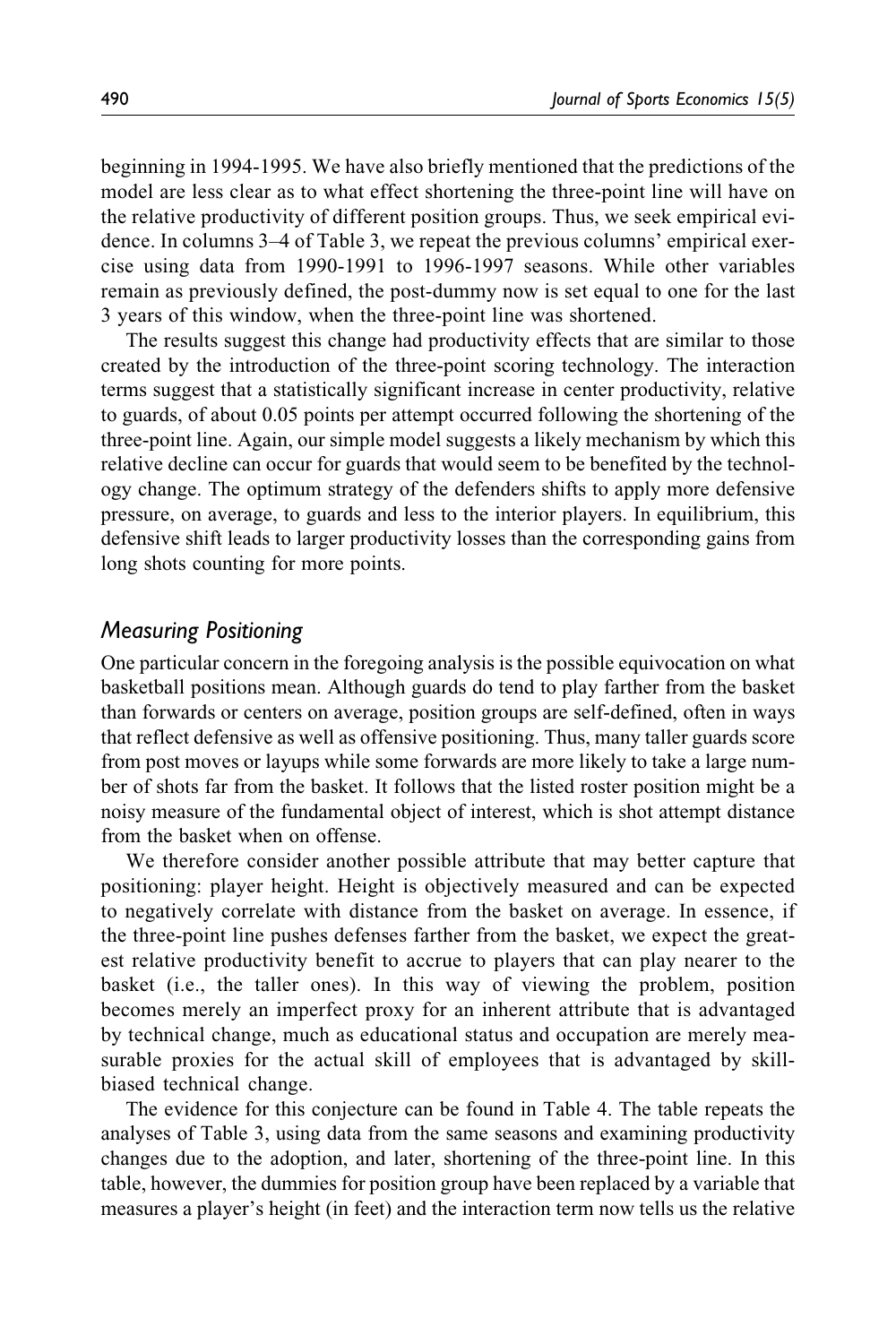beginning in 1994-1995. We have also briefly mentioned that the predictions of the model are less clear as to what effect shortening the three-point line will have on the relative productivity of different position groups. Thus, we seek empirical evidence. In columns 3–4 of Table 3, we repeat the previous columns' empirical exercise using data from 1990-1991 to 1996-1997 seasons. While other variables remain as previously defined, the post-dummy now is set equal to one for the last 3 years of this window, when the three-point line was shortened.

The results suggest this change had productivity effects that are similar to those created by the introduction of the three-point scoring technology. The interaction terms suggest that a statistically significant increase in center productivity, relative to guards, of about 0.05 points per attempt occurred following the shortening of the three-point line. Again, our simple model suggests a likely mechanism by which this relative decline can occur for guards that would seem to be benefited by the technology change. The optimum strategy of the defenders shifts to apply more defensive pressure, on average, to guards and less to the interior players. In equilibrium, this defensive shift leads to larger productivity losses than the corresponding gains from long shots counting for more points.

## *Measuring Positioning*

One particular concern in the foregoing analysis is the possible equivocation on what basketball positions mean. Although guards do tend to play farther from the basket than forwards or centers on average, position groups are self-defined, often in ways that reflect defensive as well as offensive positioning. Thus, many taller guards score from post moves or layups while some forwards are more likely to take a large number of shots far from the basket. It follows that the listed roster position might be a noisy measure of the fundamental object of interest, which is shot attempt distance from the basket when on offense.

We therefore consider another possible attribute that may better capture that positioning: player height. Height is objectively measured and can be expected to negatively correlate with distance from the basket on average. In essence, if the three-point line pushes defenses farther from the basket, we expect the greatest relative productivity benefit to accrue to players that can play nearer to the basket (i.e., the taller ones). In this way of viewing the problem, position becomes merely an imperfect proxy for an inherent attribute that is advantaged by technical change, much as educational status and occupation are merely measurable proxies for the actual skill of employees that is advantaged by skill-biased technical change.

The evidence for this conjecture can be found in Table 4. The table repeats the analyses of Table 3, using data from the same seasons and examining productivity changes due to the adoption, and later, shortening of the three-point line. In this table, however, the dummies for position group have been replaced by a variable that measures a player's height (in feet) and the interaction term now tells us the relative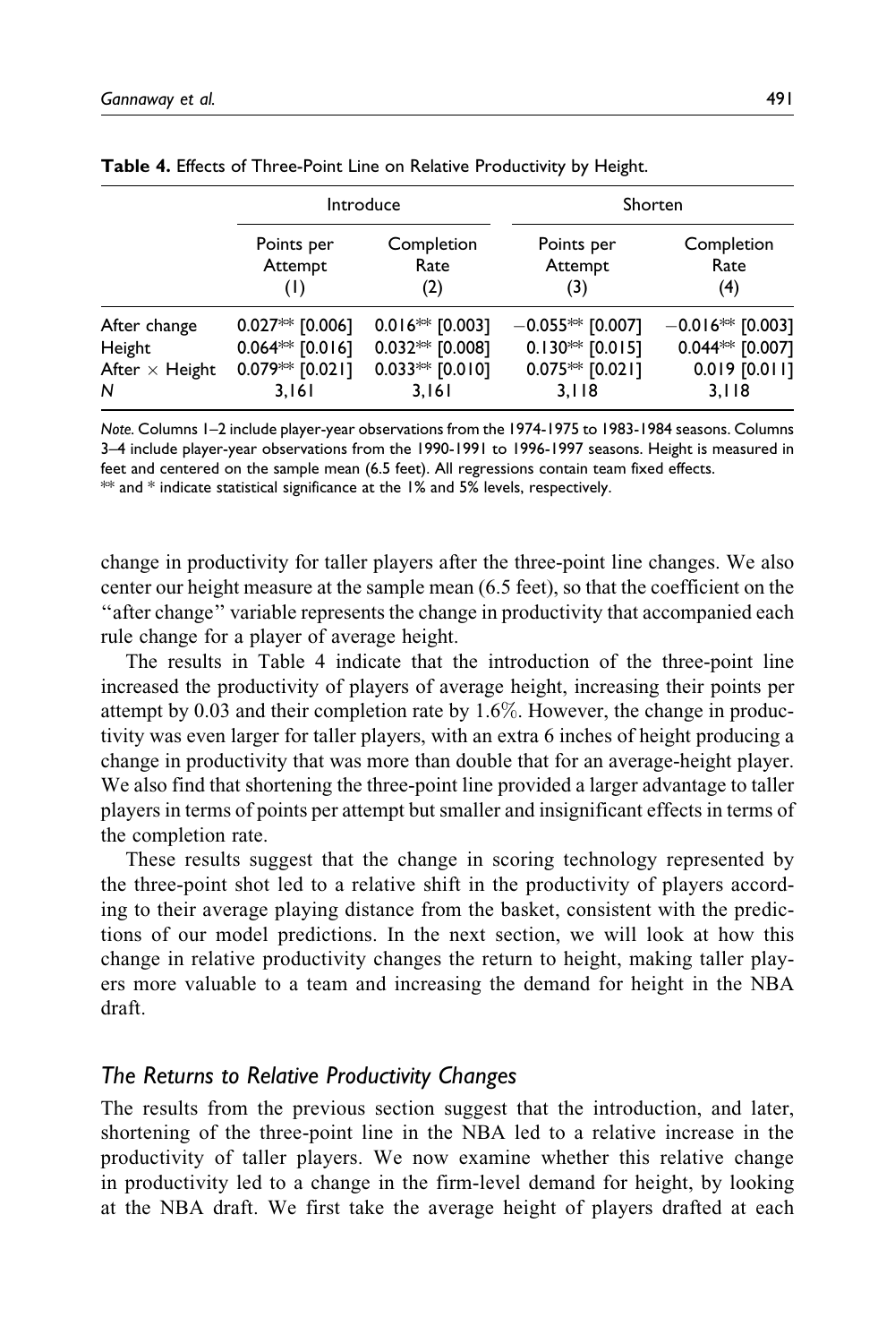**Table 4.** Effects of Three-Point Line on Relative Productivity by Height.

| | Introduce | | Shorten | |
|---|---|---|---|---|
| | Points per Attempt (1) | Completion Rate (2) | Points per Attempt (3) | Completion Rate (4) |
| After change | 0.027** [0.006] | 0.016** [0.003] | −0.055** [0.007] | −0.016** [0.003] |
| Height | 0.064** [0.016] | 0.032** [0.008] | 0.130** [0.015] | 0.044** [0.007] |
| After × Height | 0.079** [0.021] | 0.033** [0.010] | 0.075** [0.021] | 0.019 [0.011] |
| N | 3,161 | 3,161 | 3,118 | 3,118 |

*Note.* Columns 1–2 include player-year observations from the 1974-1975 to 1983-1984 seasons. Columns 3–4 include player-year observations from the 1990-1991 to 1996-1997 seasons. Height is measured in feet and centered on the sample mean (6.5 feet). All regressions contain team fixed effects.
** and * indicate statistical significance at the 1% and 5% levels, respectively.

change in productivity for taller players after the three-point line changes. We also center our height measure at the sample mean (6.5 feet), so that the coefficient on the "after change" variable represents the change in productivity that accompanied each rule change for a player of average height.

The results in Table 4 indicate that the introduction of the three-point line increased the productivity of players of average height, increasing their points per attempt by 0.03 and their completion rate by 1.6%. However, the change in productivity was even larger for taller players, with an extra 6 inches of height producing a change in productivity that was more than double that for an average-height player. We also find that shortening the three-point line provided a larger advantage to taller players in terms of points per attempt but smaller and insignificant effects in terms of the completion rate.

These results suggest that the change in scoring technology represented by the three-point shot led to a relative shift in the productivity of players according to their average playing distance from the basket, consistent with the predictions of our model predictions. In the next section, we will look at how this change in relative productivity changes the return to height, making taller players more valuable to a team and increasing the demand for height in the NBA draft.

## *The Returns to Relative Productivity Changes*

The results from the previous section suggest that the introduction, and later, shortening of the three-point line in the NBA led to a relative increase in the productivity of taller players. We now examine whether this relative change in productivity led to a change in the firm-level demand for height, by looking at the NBA draft. We first take the average height of players drafted at each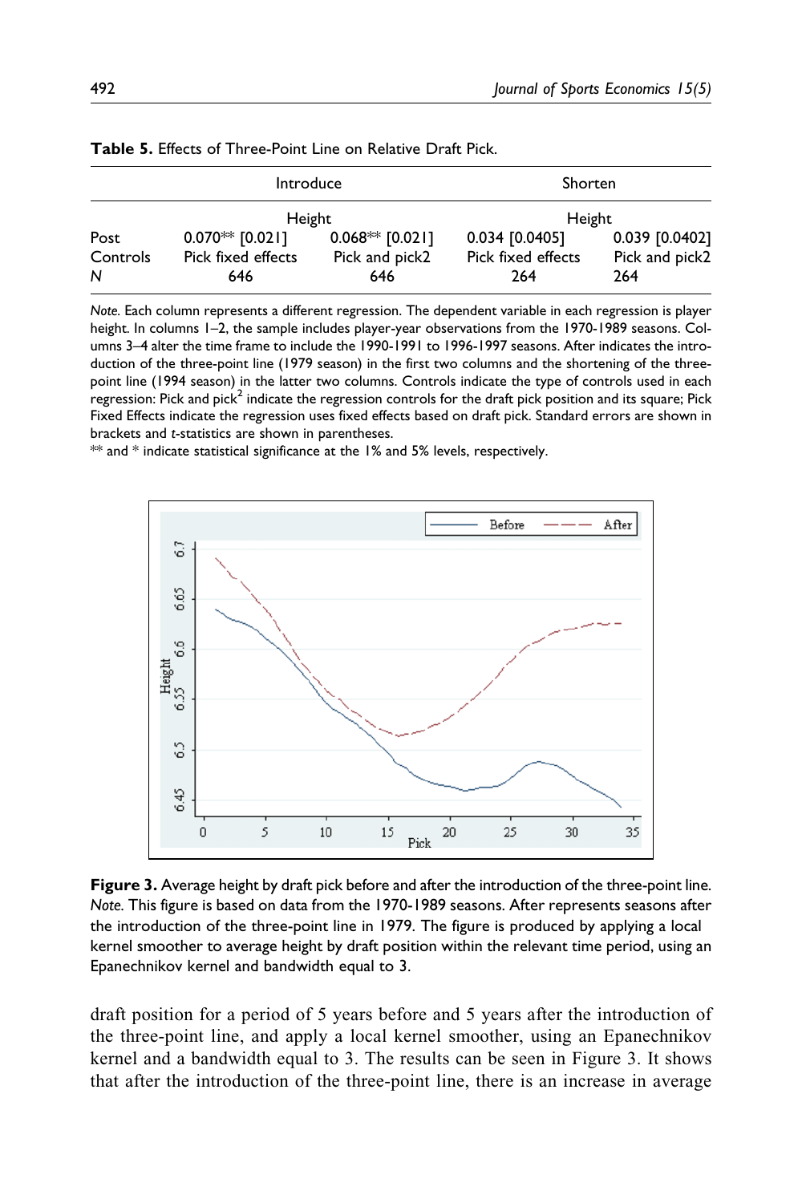**Table 5.** Effects of Three-Point Line on Relative Draft Pick.

| | Introduce | | Shorten | |
|---|---|---|---|---|
| | Height | | Height | |
| Post | 0.070** [0.021] | 0.068** [0.021] | 0.034 [0.0405] | 0.039 [0.0402] |
| Controls | Pick fixed effects | Pick and pick2 | Pick fixed effects | Pick and pick2 |
| *N* | 646 | 646 | 264 | 264 |

*Note.* Each column represents a different regression. The dependent variable in each regression is player height. In columns 1–2, the sample includes player-year observations from the 1970-1989 seasons. Columns 3–4 alter the time frame to include the 1990-1991 to 1996-1997 seasons. After indicates the introduction of the three-point line (1979 season) in the first two columns and the shortening of the three-point line (1994 season) in the latter two columns. Controls indicate the type of controls used in each regression: Pick and pick$^2$ indicate the regression controls for the draft pick position and its square; Pick Fixed Effects indicate the regression uses fixed effects based on draft pick. Standard errors are shown in brackets and *t*-statistics are shown in parentheses.

** and * indicate statistical significance at the 1% and 5% levels, respectively.

**Figure 3.** Average height by draft pick before and after the introduction of the three-point line. *Note.* This figure is based on data from the 1970-1989 seasons. After represents seasons after the introduction of the three-point line in 1979. The figure is produced by applying a local kernel smoother to average height by draft position within the relevant time period, using an Epanechnikov kernel and bandwidth equal to 3.

draft position for a period of 5 years before and 5 years after the introduction of the three-point line, and apply a local kernel smoother, using an Epanechnikov kernel and a bandwidth equal to 3. The results can be seen in Figure 3. It shows that after the introduction of the three-point line, there is an increase in average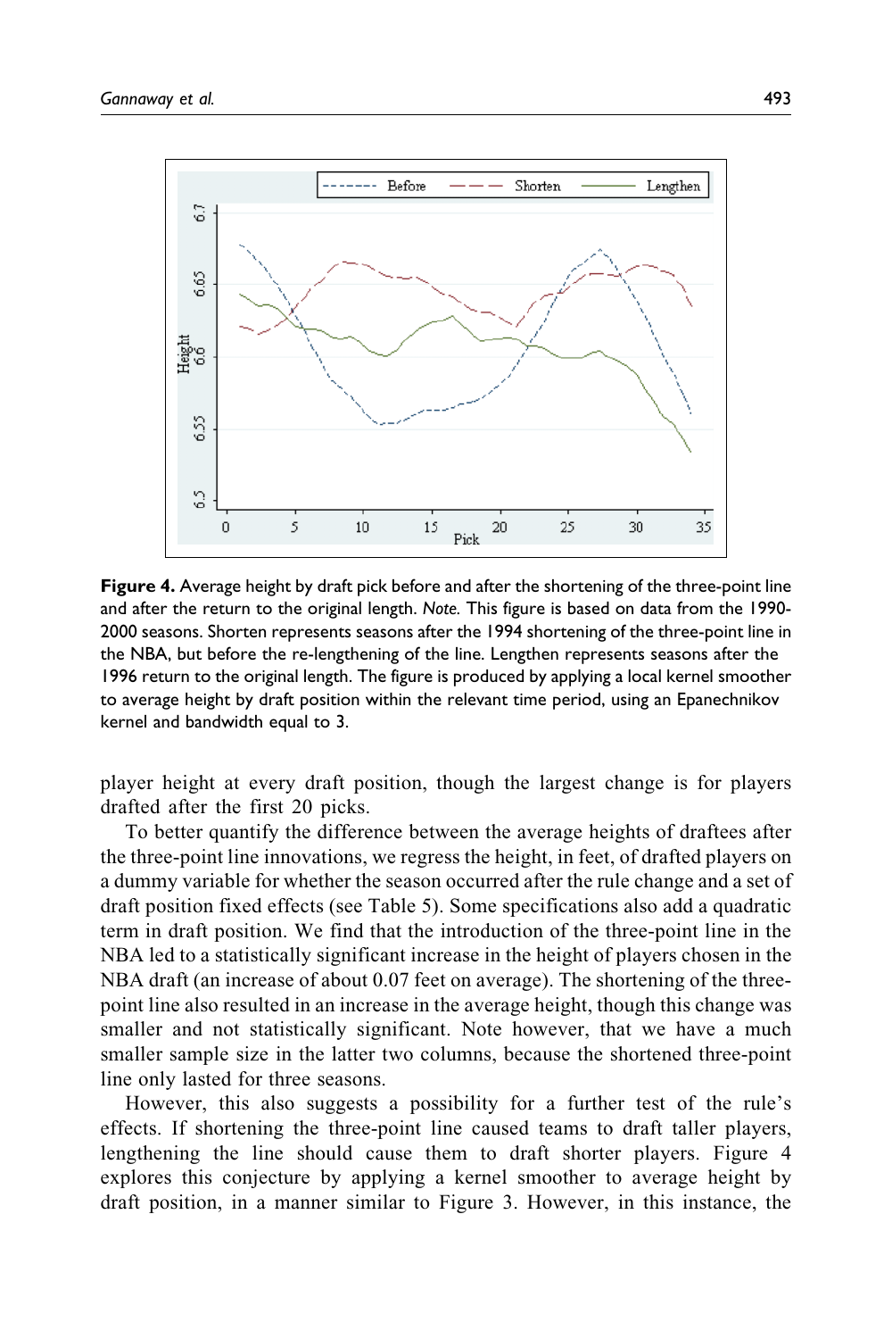**Figure 4.** Average height by draft pick before and after the shortening of the three-point line and after the return to the original length. *Note.* This figure is based on data from the 1990-2000 seasons. Shorten represents seasons after the 1994 shortening of the three-point line in the NBA, but before the re-lengthening of the line. Lengthen represents seasons after the 1996 return to the original length. The figure is produced by applying a local kernel smoother to average height by draft position within the relevant time period, using an Epanechnikov kernel and bandwidth equal to 3.

player height at every draft position, though the largest change is for players drafted after the first 20 picks.

To better quantify the difference between the average heights of draftees after the three-point line innovations, we regress the height, in feet, of drafted players on a dummy variable for whether the season occurred after the rule change and a set of draft position fixed effects (see Table 5). Some specifications also add a quadratic term in draft position. We find that the introduction of the three-point line in the NBA led to a statistically significant increase in the height of players chosen in the NBA draft (an increase of about 0.07 feet on average). The shortening of the three-point line also resulted in an increase in the average height, though this change was smaller and not statistically significant. Note however, that we have a much smaller sample size in the latter two columns, because the shortened three-point line only lasted for three seasons.

However, this also suggests a possibility for a further test of the rule's effects. If shortening the three-point line caused teams to draft taller players, lengthening the line should cause them to draft shorter players. Figure 4 explores this conjecture by applying a kernel smoother to average height by draft position, in a manner similar to Figure 3. However, in this instance, the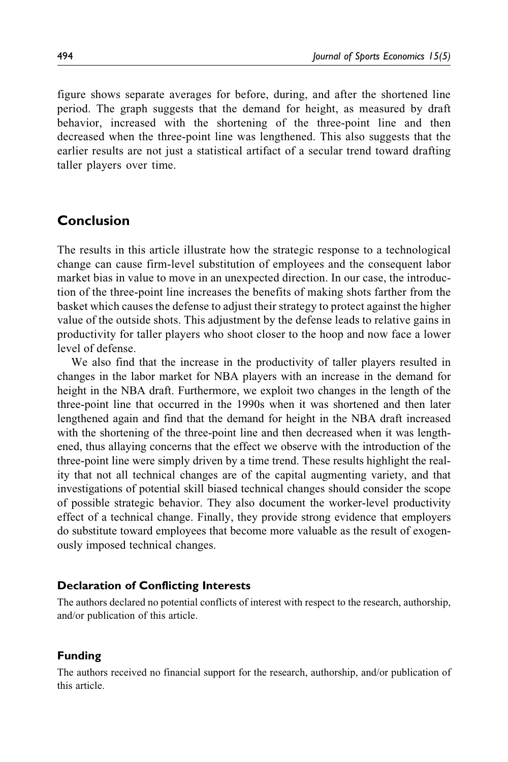figure shows separate averages for before, during, and after the shortened line period. The graph suggests that the demand for height, as measured by draft behavior, increased with the shortening of the three-point line and then decreased when the three-point line was lengthened. This also suggests that the earlier results are not just a statistical artifact of a secular trend toward drafting taller players over time.

## Conclusion

The results in this article illustrate how the strategic response to a technological change can cause firm-level substitution of employees and the consequent labor market bias in value to move in an unexpected direction. In our case, the introduction of the three-point line increases the benefits of making shots farther from the basket which causes the defense to adjust their strategy to protect against the higher value of the outside shots. This adjustment by the defense leads to relative gains in productivity for taller players who shoot closer to the hoop and now face a lower level of defense.

We also find that the increase in the productivity of taller players resulted in changes in the labor market for NBA players with an increase in the demand for height in the NBA draft. Furthermore, we exploit two changes in the length of the three-point line that occurred in the 1990s when it was shortened and then later lengthened again and find that the demand for height in the NBA draft increased with the shortening of the three-point line and then decreased when it was lengthened, thus allaying concerns that the effect we observe with the introduction of the three-point line were simply driven by a time trend. These results highlight the reality that not all technical changes are of the capital augmenting variety, and that investigations of potential skill biased technical changes should consider the scope of possible strategic behavior. They also document the worker-level productivity effect of a technical change. Finally, they provide strong evidence that employers do substitute toward employees that become more valuable as the result of exogenously imposed technical changes.

### Declaration of Conflicting Interests

The authors declared no potential conflicts of interest with respect to the research, authorship, and/or publication of this article.

### Funding

The authors received no financial support for the research, authorship, and/or publication of this article.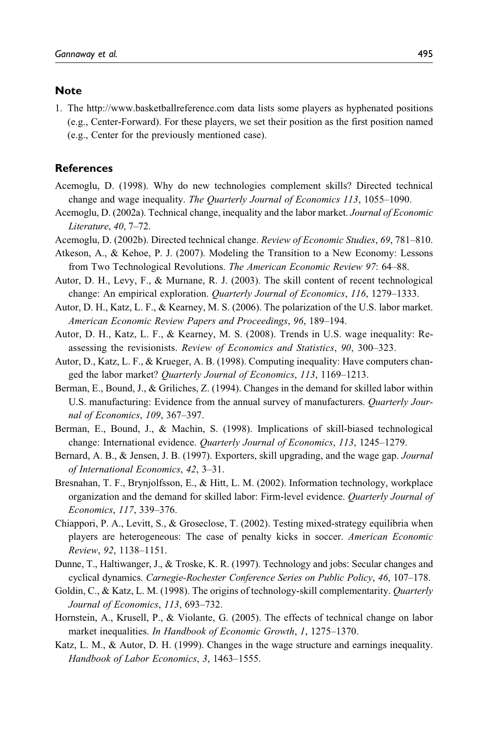## Note

1. The http://www.basketballreference.com data lists some players as hyphenated positions (e.g., Center-Forward). For these players, we set their position as the first position named (e.g., Center for the previously mentioned case).

## References

Acemoglu, D. (1998). Why do new technologies complement skills? Directed technical change and wage inequality. *The Quarterly Journal of Economics 113*, 1055–1090.

Acemoglu, D. (2002a). Technical change, inequality and the labor market. *Journal of Economic Literature*, *40*, 7–72.

Acemoglu, D. (2002b). Directed technical change. *Review of Economic Studies*, *69*, 781–810.

Atkeson, A., & Kehoe, P. J. (2007). Modeling the Transition to a New Economy: Lessons from Two Technological Revolutions. *The American Economic Review 97*: 64–88.

Autor, D. H., Levy, F., & Murnane, R. J. (2003). The skill content of recent technological change: An empirical exploration. *Quarterly Journal of Economics*, *116*, 1279–1333.

Autor, D. H., Katz, L. F., & Kearney, M. S. (2006). The polarization of the U.S. labor market. *American Economic Review Papers and Proceedings*, *96*, 189–194.

Autor, D. H., Katz, L. F., & Kearney, M. S. (2008). Trends in U.S. wage inequality: Reassessing the revisionists. *Review of Economics and Statistics*, *90*, 300–323.

Autor, D., Katz, L. F., & Krueger, A. B. (1998). Computing inequality: Have computers changed the labor market? *Quarterly Journal of Economics*, *113*, 1169–1213.

Berman, E., Bound, J., & Griliches, Z. (1994). Changes in the demand for skilled labor within U.S. manufacturing: Evidence from the annual survey of manufacturers. *Quarterly Journal of Economics*, *109*, 367–397.

Berman, E., Bound, J., & Machin, S. (1998). Implications of skill-biased technological change: International evidence. *Quarterly Journal of Economics*, *113*, 1245–1279.

Bernard, A. B., & Jensen, J. B. (1997). Exporters, skill upgrading, and the wage gap. *Journal of International Economics*, *42*, 3–31.

Bresnahan, T. F., Brynjolfsson, E., & Hitt, L. M. (2002). Information technology, workplace organization and the demand for skilled labor: Firm-level evidence. *Quarterly Journal of Economics*, *117*, 339–376.

Chiappori, P. A., Levitt, S., & Groseclose, T. (2002). Testing mixed-strategy equilibria when players are heterogeneous: The case of penalty kicks in soccer. *American Economic Review*, *92*, 1138–1151.

Dunne, T., Haltiwanger, J., & Troske, K. R. (1997). Technology and jobs: Secular changes and cyclical dynamics. *Carnegie-Rochester Conference Series on Public Policy*, *46*, 107–178.

Goldin, C., & Katz, L. M. (1998). The origins of technology-skill complementarity. *Quarterly Journal of Economics*, *113*, 693–732.

Hornstein, A., Krusell, P., & Violante, G. (2005). The effects of technical change on labor market inequalities. *In Handbook of Economic Growth*, *1*, 1275–1370.

Katz, L. M., & Autor, D. H. (1999). Changes in the wage structure and earnings inequality. *Handbook of Labor Economics*, *3*, 1463–1555.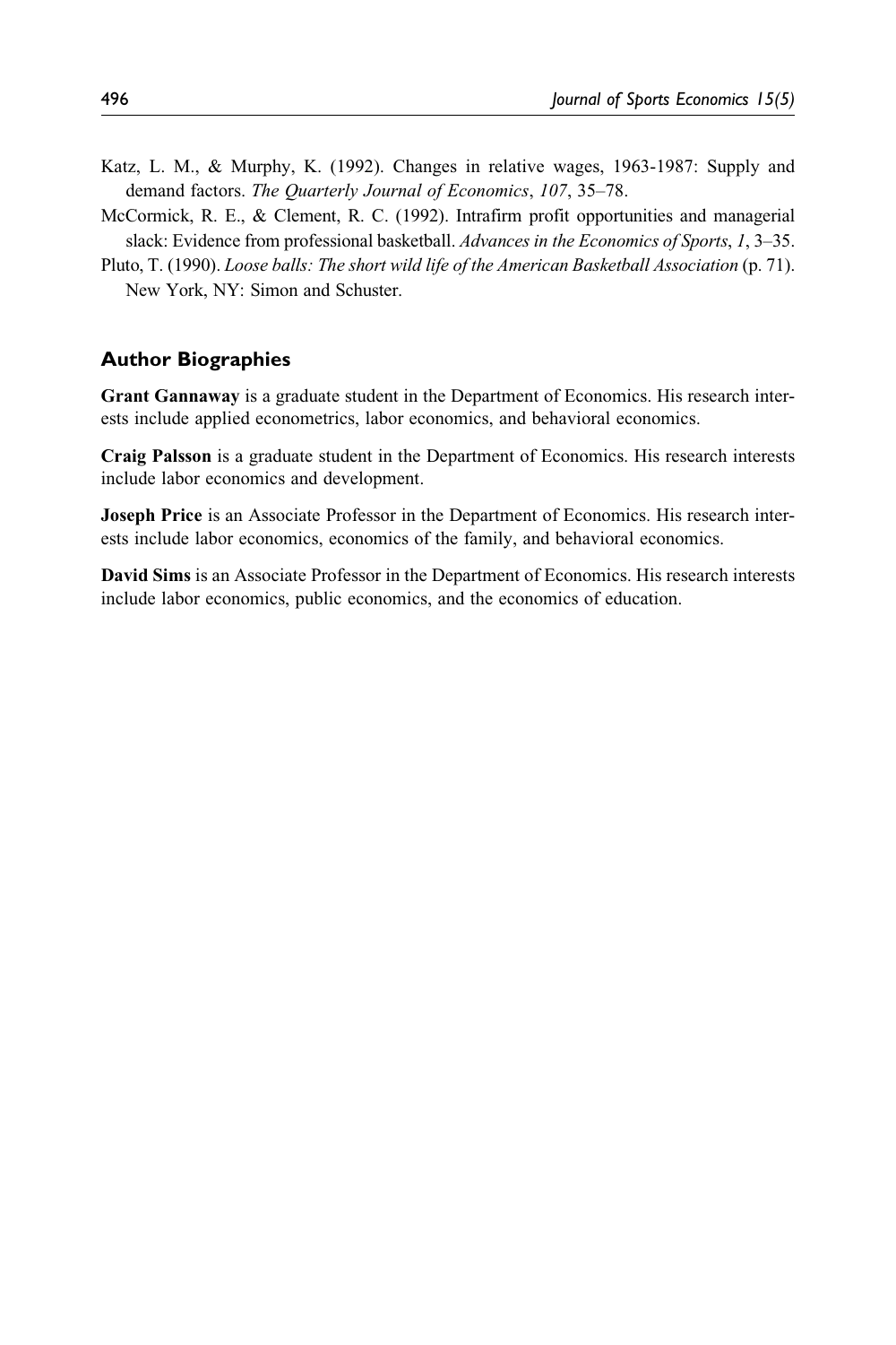Katz, L. M., & Murphy, K. (1992). Changes in relative wages, 1963-1987: Supply and demand factors. *The Quarterly Journal of Economics*, *107*, 35–78.

McCormick, R. E., & Clement, R. C. (1992). Intrafirm profit opportunities and managerial slack: Evidence from professional basketball. *Advances in the Economics of Sports*, *1*, 3–35.

Pluto, T. (1990). *Loose balls: The short wild life of the American Basketball Association* (p. 71). New York, NY: Simon and Schuster.

## Author Biographies

**Grant Gannaway** is a graduate student in the Department of Economics. His research interests include applied econometrics, labor economics, and behavioral economics.

**Craig Palsson** is a graduate student in the Department of Economics. His research interests include labor economics and development.

**Joseph Price** is an Associate Professor in the Department of Economics. His research interests include labor economics, economics of the family, and behavioral economics.

**David Sims** is an Associate Professor in the Department of Economics. His research interests include labor economics, public economics, and the economics of education.